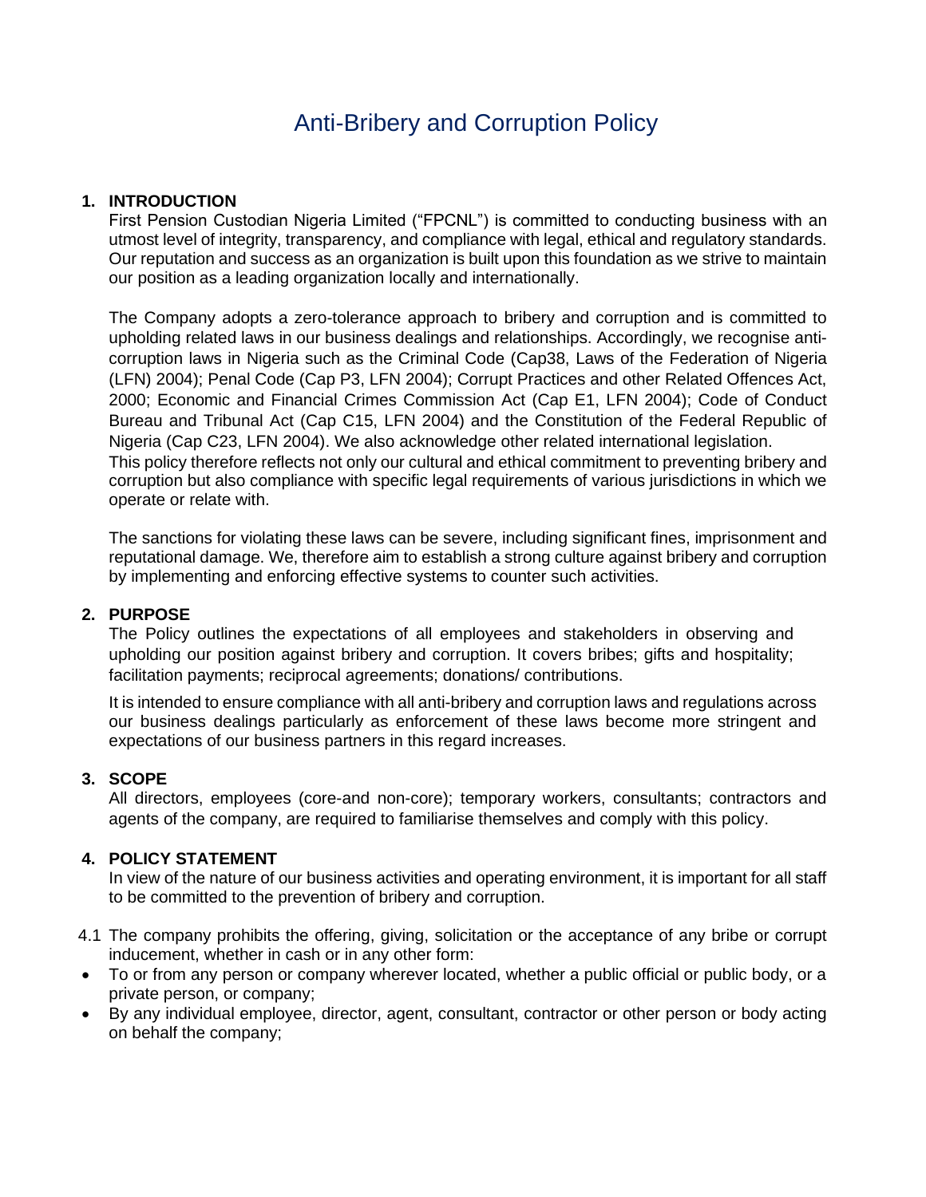# Anti-Bribery and Corruption Policy

## 1. INTRODUCTION

First Pension Custodian Nigeria Limited ("FPCNL") is committed to conducting business with an utmost level of integrity, transparency, and compliance with legal, ethical and regulatory standards. Our reputation and success as an organization is built upon this foundation as we strive to maintain our position as a leading organization locally and internationally.

The Company adopts a zero-tolerance approach to bribery and corruption and is committed to upholding related laws in our business dealings and relationships. Accordingly, we recognise anti-corruption laws in Nigeria such as the Criminal Code (Cap38, Laws of the Federation of Nigeria (LFN) 2004); Penal Code (Cap P3, LFN 2004); Corrupt Practices and other Related Offences Act, 2000; Economic and Financial Crimes Commission Act (Cap E1, LFN 2004); Code of Conduct Bureau and Tribunal Act (Cap C15, LFN 2004) and the Constitution of the Federal Republic of Nigeria (Cap C23, LFN 2004). We also acknowledge other related international legislation.
This policy therefore reflects not only our cultural and ethical commitment to preventing bribery and corruption but also compliance with specific legal requirements of various jurisdictions in which we operate or relate with.

The sanctions for violating these laws can be severe, including significant fines, imprisonment and reputational damage. We, therefore aim to establish a strong culture against bribery and corruption by implementing and enforcing effective systems to counter such activities.

## 2. PURPOSE

The Policy outlines the expectations of all employees and stakeholders in observing and upholding our position against bribery and corruption. It covers bribes; gifts and hospitality; facilitation payments; reciprocal agreements; donations/ contributions.

It is intended to ensure compliance with all anti-bribery and corruption laws and regulations across our business dealings particularly as enforcement of these laws become more stringent and expectations of our business partners in this regard increases.

## 3. SCOPE

All directors, employees (core-and non-core); temporary workers, consultants; contractors and agents of the company, are required to familiarise themselves and comply with this policy.

## 4. POLICY STATEMENT

In view of the nature of our business activities and operating environment, it is important for all staff to be committed to the prevention of bribery and corruption.

4.1 The company prohibits the offering, giving, solicitation or the acceptance of any bribe or corrupt inducement, whether in cash or in any other form:

- To or from any person or company wherever located, whether a public official or public body, or a private person, or company;
- By any individual employee, director, agent, consultant, contractor or other person or body acting on behalf the company;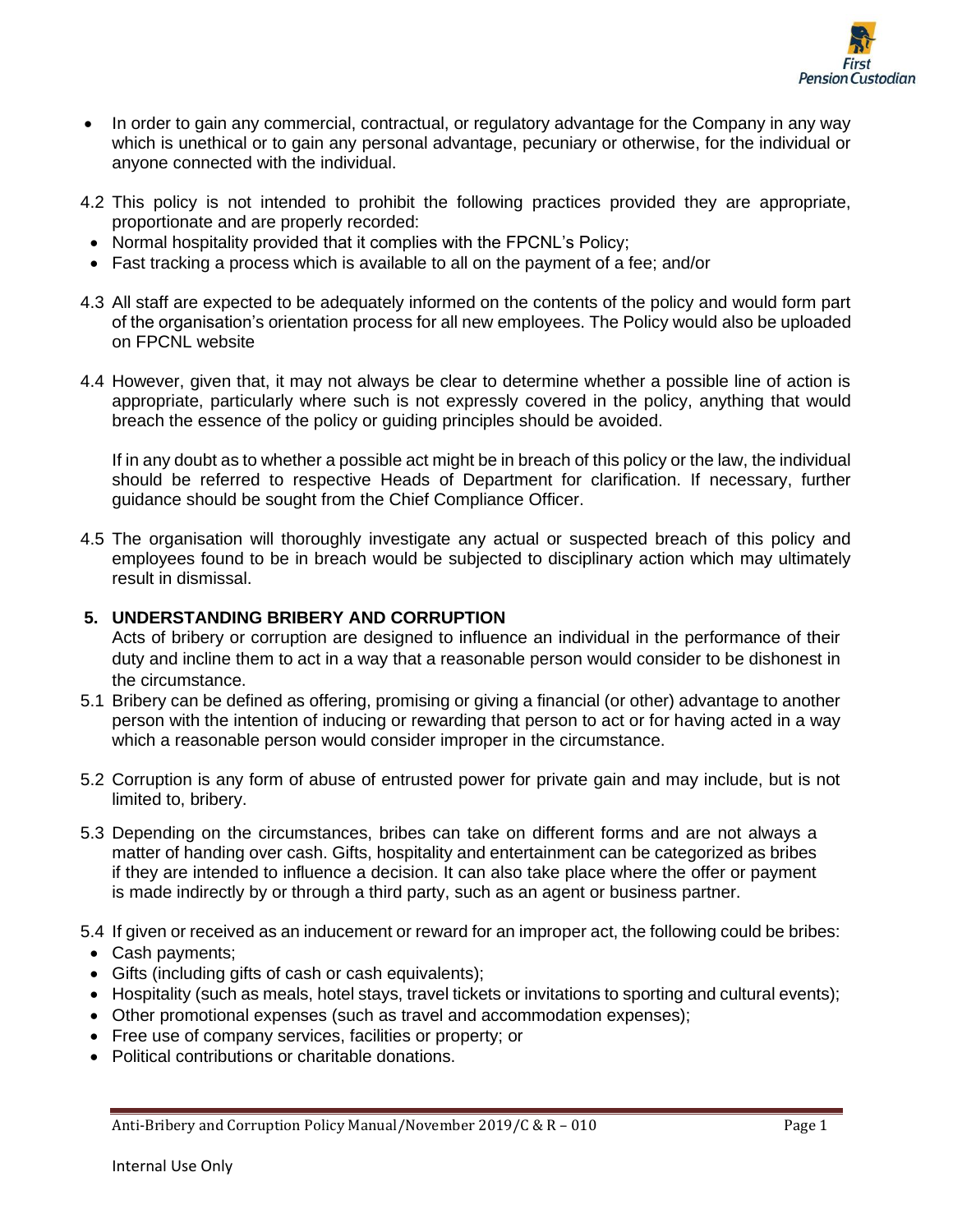- In order to gain any commercial, contractual, or regulatory advantage for the Company in any way which is unethical or to gain any personal advantage, pecuniary or otherwise, for the individual or anyone connected with the individual.

4.2 This policy is not intended to prohibit the following practices provided they are appropriate, proportionate and are properly recorded:

- Normal hospitality provided that it complies with the FPCNL's Policy;
- Fast tracking a process which is available to all on the payment of a fee; and/or

4.3 All staff are expected to be adequately informed on the contents of the policy and would form part of the organisation's orientation process for all new employees. The Policy would also be uploaded on FPCNL website

4.4 However, given that, it may not always be clear to determine whether a possible line of action is appropriate, particularly where such is not expressly covered in the policy, anything that would breach the essence of the policy or guiding principles should be avoided.

If in any doubt as to whether a possible act might be in breach of this policy or the law, the individual should be referred to respective Heads of Department for clarification. If necessary, further guidance should be sought from the Chief Compliance Officer.

4.5 The organisation will thoroughly investigate any actual or suspected breach of this policy and employees found to be in breach would be subjected to disciplinary action which may ultimately result in dismissal.

## 5. UNDERSTANDING BRIBERY AND CORRUPTION

Acts of bribery or corruption are designed to influence an individual in the performance of their duty and incline them to act in a way that a reasonable person would consider to be dishonest in the circumstance.

5.1 Bribery can be defined as offering, promising or giving a financial (or other) advantage to another person with the intention of inducing or rewarding that person to act or for having acted in a way which a reasonable person would consider improper in the circumstance.

5.2 Corruption is any form of abuse of entrusted power for private gain and may include, but is not limited to, bribery.

5.3 Depending on the circumstances, bribes can take on different forms and are not always a matter of handing over cash. Gifts, hospitality and entertainment can be categorized as bribes if they are intended to influence a decision. It can also take place where the offer or payment is made indirectly by or through a third party, such as an agent or business partner.

5.4 If given or received as an inducement or reward for an improper act, the following could be bribes:

- Cash payments;
- Gifts (including gifts of cash or cash equivalents);
- Hospitality (such as meals, hotel stays, travel tickets or invitations to sporting and cultural events);
- Other promotional expenses (such as travel and accommodation expenses);
- Free use of company services, facilities or property; or
- Political contributions or charitable donations.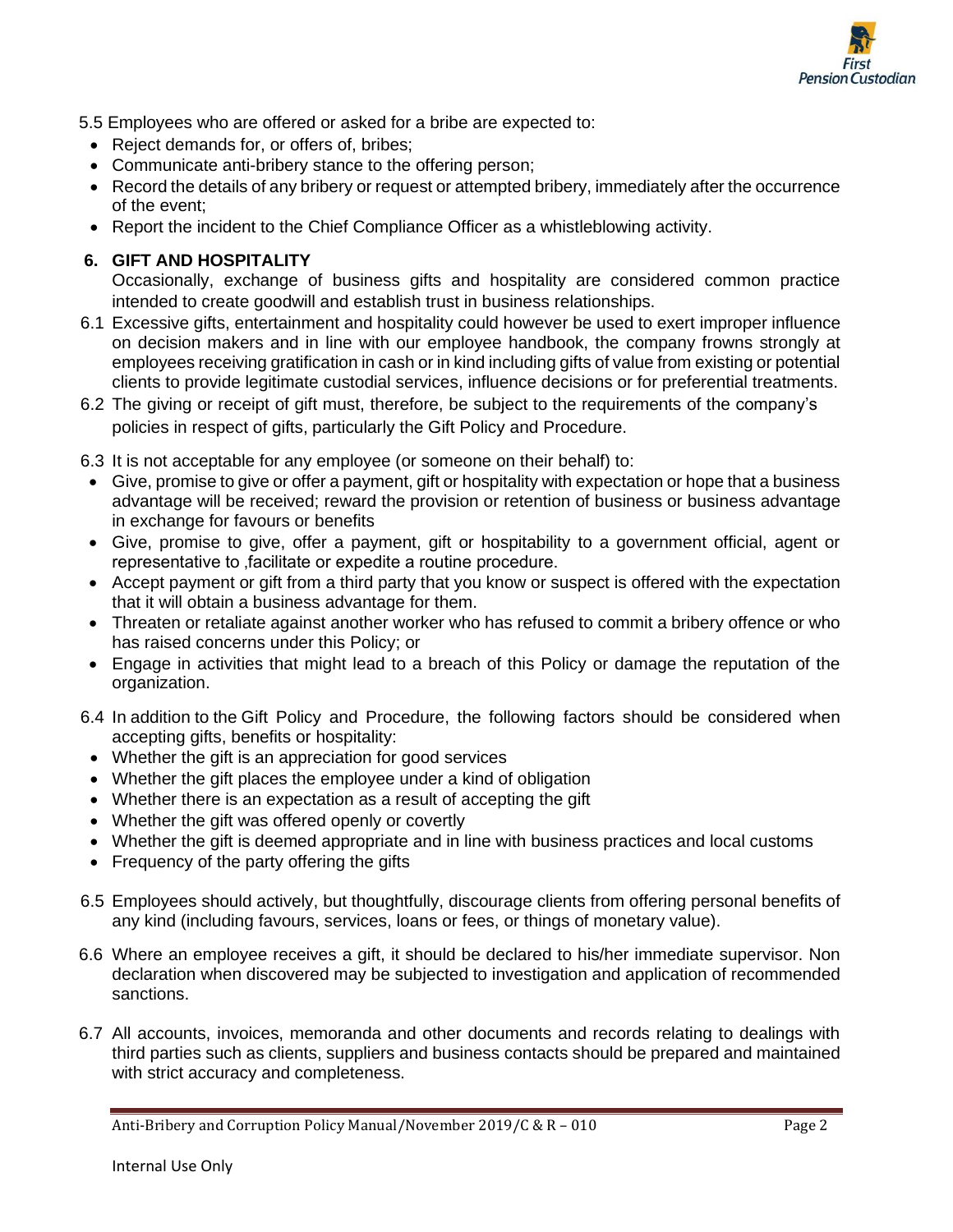5.5 Employees who are offered or asked for a bribe are expected to:

- Reject demands for, or offers of, bribes;
- Communicate anti-bribery stance to the offering person;
- Record the details of any bribery or request or attempted bribery, immediately after the occurrence of the event;
- Report the incident to the Chief Compliance Officer as a whistleblowing activity.

## 6. GIFT AND HOSPITALITY

Occasionally, exchange of business gifts and hospitality are considered common practice intended to create goodwill and establish trust in business relationships.

6.1 Excessive gifts, entertainment and hospitality could however be used to exert improper influence on decision makers and in line with our employee handbook, the company frowns strongly at employees receiving gratification in cash or in kind including gifts of value from existing or potential clients to provide legitimate custodial services, influence decisions or for preferential treatments.

6.2 The giving or receipt of gift must, therefore, be subject to the requirements of the company's policies in respect of gifts, particularly the Gift Policy and Procedure.

6.3 It is not acceptable for any employee (or someone on their behalf) to:

- Give, promise to give or offer a payment, gift or hospitality with expectation or hope that a business advantage will be received; reward the provision or retention of business or business advantage in exchange for favours or benefits
- Give, promise to give, offer a payment, gift or hospitability to a government official, agent or representative to ,facilitate or expedite a routine procedure.
- Accept payment or gift from a third party that you know or suspect is offered with the expectation that it will obtain a business advantage for them.
- Threaten or retaliate against another worker who has refused to commit a bribery offence or who has raised concerns under this Policy; or
- Engage in activities that might lead to a breach of this Policy or damage the reputation of the organization.

6.4 In addition to the Gift Policy and Procedure, the following factors should be considered when accepting gifts, benefits or hospitality:

- Whether the gift is an appreciation for good services
- Whether the gift places the employee under a kind of obligation
- Whether there is an expectation as a result of accepting the gift
- Whether the gift was offered openly or covertly
- Whether the gift is deemed appropriate and in line with business practices and local customs
- Frequency of the party offering the gifts

6.5 Employees should actively, but thoughtfully, discourage clients from offering personal benefits of any kind (including favours, services, loans or fees, or things of monetary value).

6.6 Where an employee receives a gift, it should be declared to his/her immediate supervisor. Non declaration when discovered may be subjected to investigation and application of recommended sanctions.

6.7 All accounts, invoices, memoranda and other documents and records relating to dealings with third parties such as clients, suppliers and business contacts should be prepared and maintained with strict accuracy and completeness.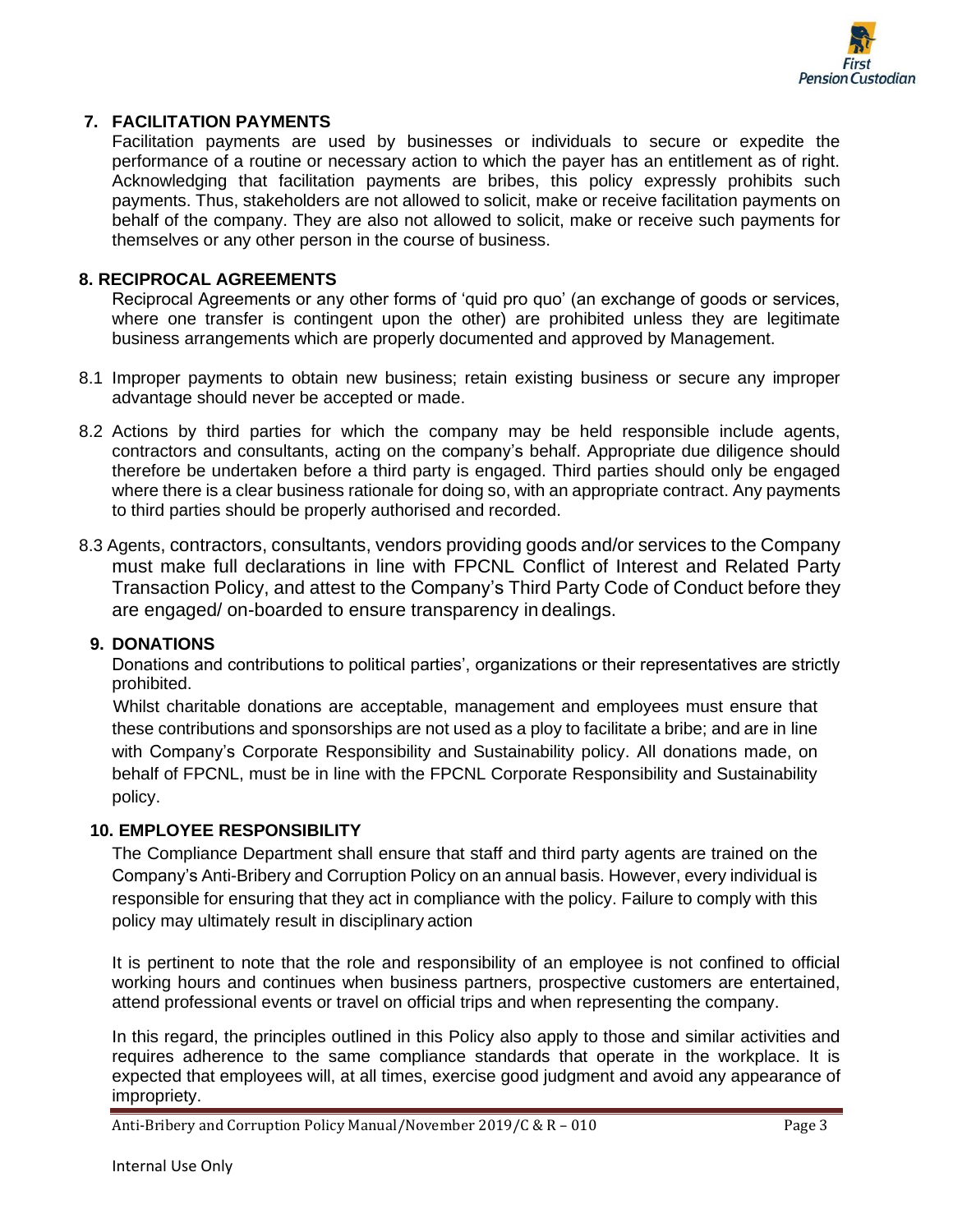## 7. FACILITATION PAYMENTS

Facilitation payments are used by businesses or individuals to secure or expedite the performance of a routine or necessary action to which the payer has an entitlement as of right. Acknowledging that facilitation payments are bribes, this policy expressly prohibits such payments. Thus, stakeholders are not allowed to solicit, make or receive facilitation payments on behalf of the company. They are also not allowed to solicit, make or receive such payments for themselves or any other person in the course of business.

## 8. RECIPROCAL AGREEMENTS

Reciprocal Agreements or any other forms of 'quid pro quo' (an exchange of goods or services, where one transfer is contingent upon the other) are prohibited unless they are legitimate business arrangements which are properly documented and approved by Management.

8.1 Improper payments to obtain new business; retain existing business or secure any improper advantage should never be accepted or made.

8.2 Actions by third parties for which the company may be held responsible include agents, contractors and consultants, acting on the company's behalf. Appropriate due diligence should therefore be undertaken before a third party is engaged. Third parties should only be engaged where there is a clear business rationale for doing so, with an appropriate contract. Any payments to third parties should be properly authorised and recorded.

8.3 Agents, contractors, consultants, vendors providing goods and/or services to the Company must make full declarations in line with FPCNL Conflict of Interest and Related Party Transaction Policy, and attest to the Company's Third Party Code of Conduct before they are engaged/ on-boarded to ensure transparency in dealings.

## 9. DONATIONS

Donations and contributions to political parties', organizations or their representatives are strictly prohibited.

Whilst charitable donations are acceptable, management and employees must ensure that these contributions and sponsorships are not used as a ploy to facilitate a bribe; and are in line with Company's Corporate Responsibility and Sustainability policy. All donations made, on behalf of FPCNL, must be in line with the FPCNL Corporate Responsibility and Sustainability policy.

## 10. EMPLOYEE RESPONSIBILITY

The Compliance Department shall ensure that staff and third party agents are trained on the Company's Anti-Bribery and Corruption Policy on an annual basis. However, every individual is responsible for ensuring that they act in compliance with the policy. Failure to comply with this policy may ultimately result in disciplinary action

It is pertinent to note that the role and responsibility of an employee is not confined to official working hours and continues when business partners, prospective customers are entertained, attend professional events or travel on official trips and when representing the company.

In this regard, the principles outlined in this Policy also apply to those and similar activities and requires adherence to the same compliance standards that operate in the workplace. It is expected that employees will, at all times, exercise good judgment and avoid any appearance of impropriety.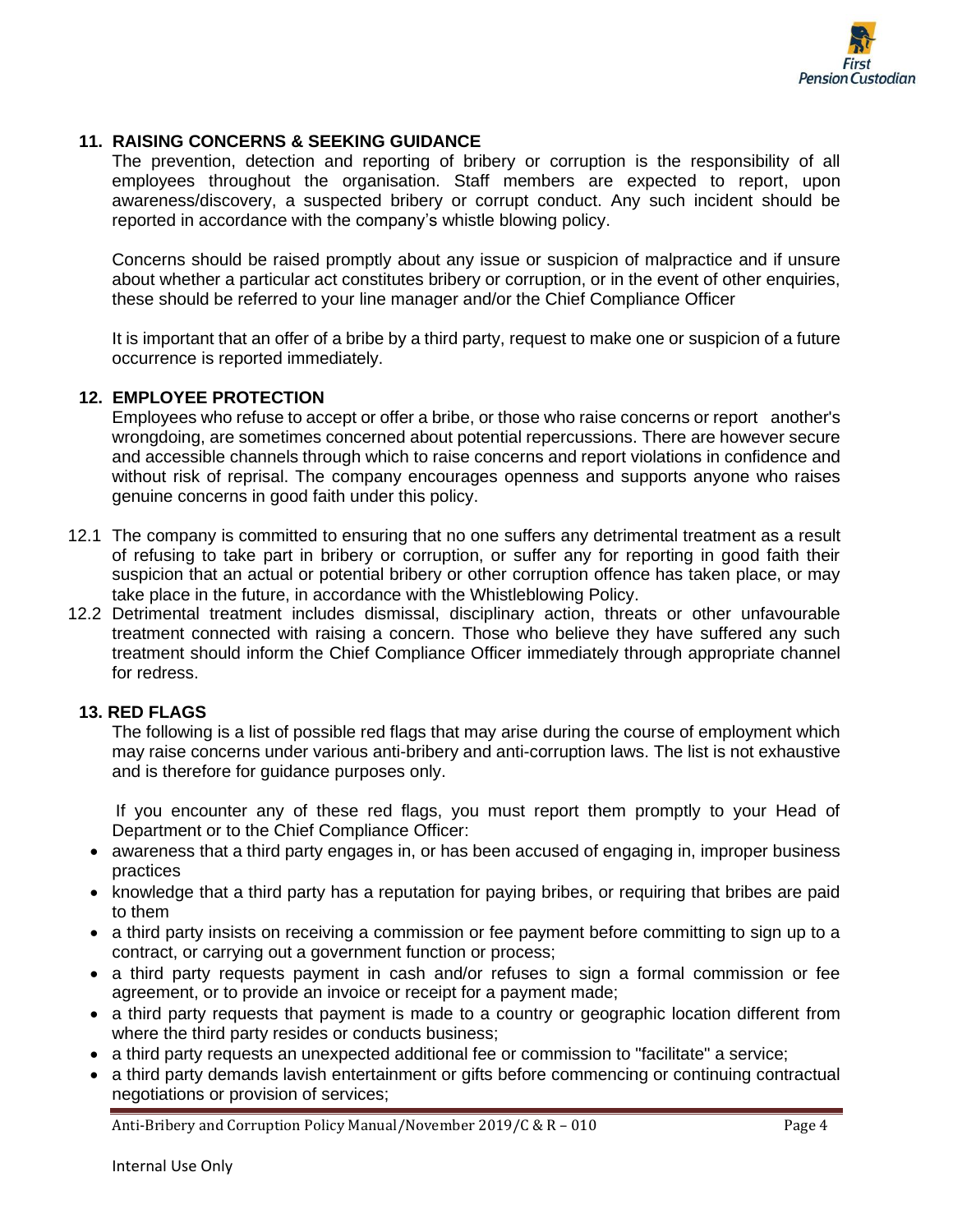## 11. RAISING CONCERNS & SEEKING GUIDANCE

The prevention, detection and reporting of bribery or corruption is the responsibility of all employees throughout the organisation. Staff members are expected to report, upon awareness/discovery, a suspected bribery or corrupt conduct. Any such incident should be reported in accordance with the company's whistle blowing policy.

Concerns should be raised promptly about any issue or suspicion of malpractice and if unsure about whether a particular act constitutes bribery or corruption, or in the event of other enquiries, these should be referred to your line manager and/or the Chief Compliance Officer

It is important that an offer of a bribe by a third party, request to make one or suspicion of a future occurrence is reported immediately.

## 12. EMPLOYEE PROTECTION

Employees who refuse to accept or offer a bribe, or those who raise concerns or report another's wrongdoing, are sometimes concerned about potential repercussions. There are however secure and accessible channels through which to raise concerns and report violations in confidence and without risk of reprisal. The company encourages openness and supports anyone who raises genuine concerns in good faith under this policy.

12.1 The company is committed to ensuring that no one suffers any detrimental treatment as a result of refusing to take part in bribery or corruption, or suffer any for reporting in good faith their suspicion that an actual or potential bribery or other corruption offence has taken place, or may take place in the future, in accordance with the Whistleblowing Policy.

12.2 Detrimental treatment includes dismissal, disciplinary action, threats or other unfavourable treatment connected with raising a concern. Those who believe they have suffered any such treatment should inform the Chief Compliance Officer immediately through appropriate channel for redress.

## 13. RED FLAGS

The following is a list of possible red flags that may arise during the course of employment which may raise concerns under various anti-bribery and anti-corruption laws. The list is not exhaustive and is therefore for guidance purposes only.

If you encounter any of these red flags, you must report them promptly to your Head of Department or to the Chief Compliance Officer:

- awareness that a third party engages in, or has been accused of engaging in, improper business practices
- knowledge that a third party has a reputation for paying bribes, or requiring that bribes are paid to them
- a third party insists on receiving a commission or fee payment before committing to sign up to a contract, or carrying out a government function or process;
- a third party requests payment in cash and/or refuses to sign a formal commission or fee agreement, or to provide an invoice or receipt for a payment made;
- a third party requests that payment is made to a country or geographic location different from where the third party resides or conducts business;
- a third party requests an unexpected additional fee or commission to "facilitate" a service;
- a third party demands lavish entertainment or gifts before commencing or continuing contractual negotiations or provision of services;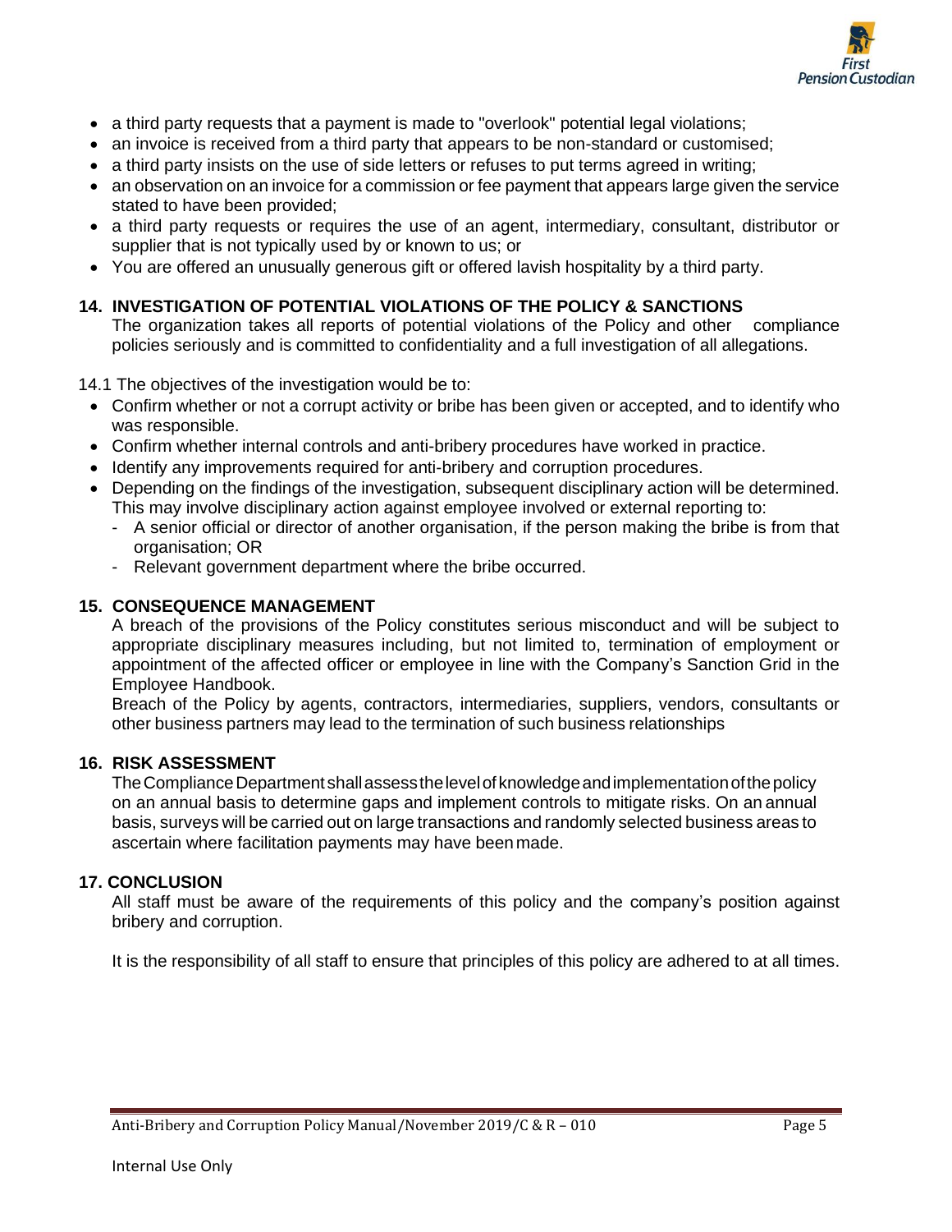- a third party requests that a payment is made to "overlook" potential legal violations;
- an invoice is received from a third party that appears to be non-standard or customised;
- a third party insists on the use of side letters or refuses to put terms agreed in writing;
- an observation on an invoice for a commission or fee payment that appears large given the service stated to have been provided;
- a third party requests or requires the use of an agent, intermediary, consultant, distributor or supplier that is not typically used by or known to us; or
- You are offered an unusually generous gift or offered lavish hospitality by a third party.

## 14. INVESTIGATION OF POTENTIAL VIOLATIONS OF THE POLICY & SANCTIONS

The organization takes all reports of potential violations of the Policy and other compliance policies seriously and is committed to confidentiality and a full investigation of all allegations.

14.1 The objectives of the investigation would be to:

- Confirm whether or not a corrupt activity or bribe has been given or accepted, and to identify who was responsible.
- Confirm whether internal controls and anti-bribery procedures have worked in practice.
- Identify any improvements required for anti-bribery and corruption procedures.
- Depending on the findings of the investigation, subsequent disciplinary action will be determined. This may involve disciplinary action against employee involved or external reporting to:
  - A senior official or director of another organisation, if the person making the bribe is from that organisation; OR
  - Relevant government department where the bribe occurred.

## 15. CONSEQUENCE MANAGEMENT

A breach of the provisions of the Policy constitutes serious misconduct and will be subject to appropriate disciplinary measures including, but not limited to, termination of employment or appointment of the affected officer or employee in line with the Company's Sanction Grid in the Employee Handbook.

Breach of the Policy by agents, contractors, intermediaries, suppliers, vendors, consultants or other business partners may lead to the termination of such business relationships

## 16. RISK ASSESSMENT

The Compliance Department shall assess the level of knowledge and implementation of the policy on an annual basis to determine gaps and implement controls to mitigate risks. On an annual basis, surveys will be carried out on large transactions and randomly selected business areas to ascertain where facilitation payments may have been made.

## 17. CONCLUSION

All staff must be aware of the requirements of this policy and the company's position against bribery and corruption.

It is the responsibility of all staff to ensure that principles of this policy are adhered to at all times.